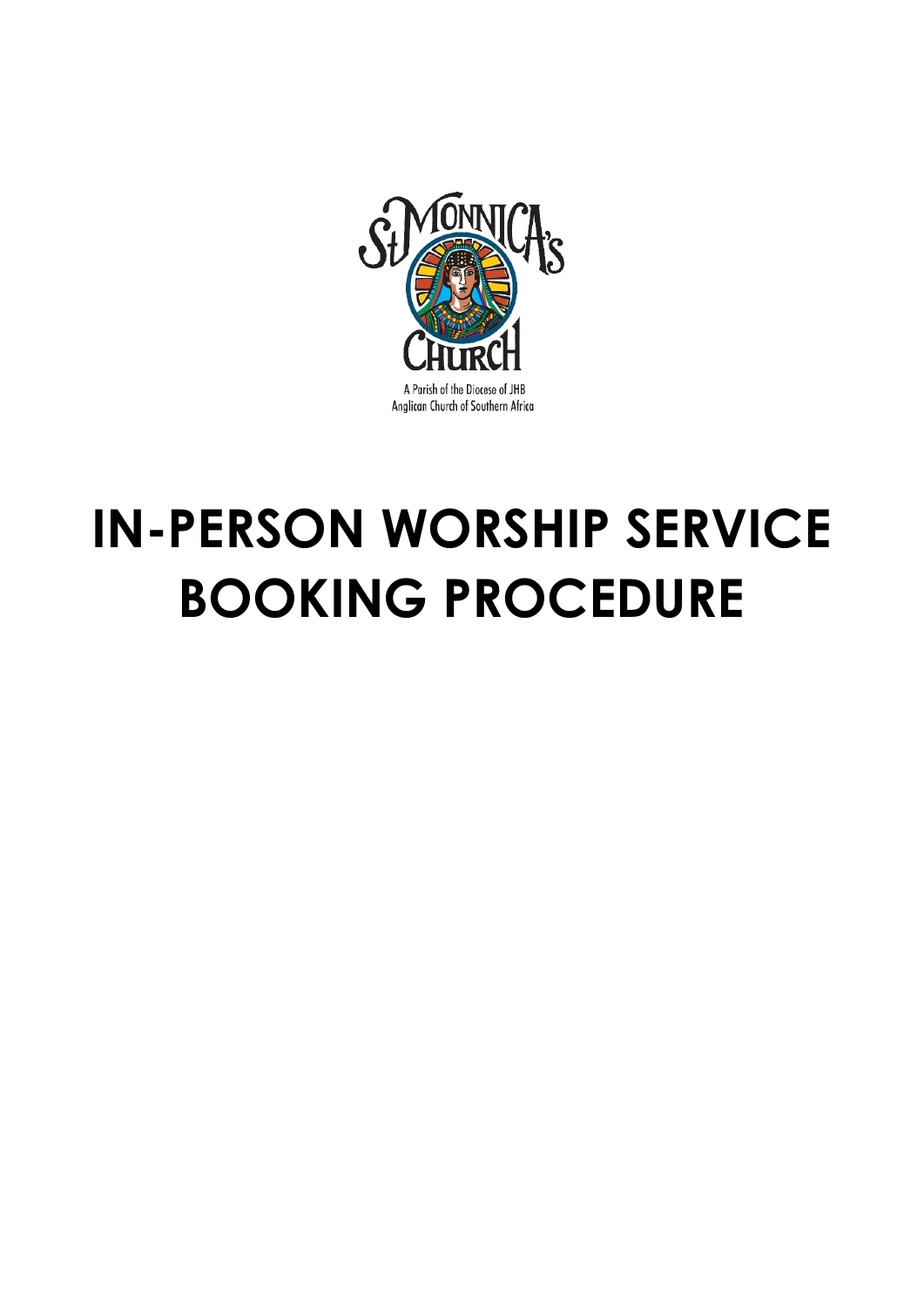St MONNICA's CHURCH

A Parish of the Diocese of JHB
Anglican Church of Southern Africa

# IN-PERSON WORSHIP SERVICE BOOKING PROCEDURE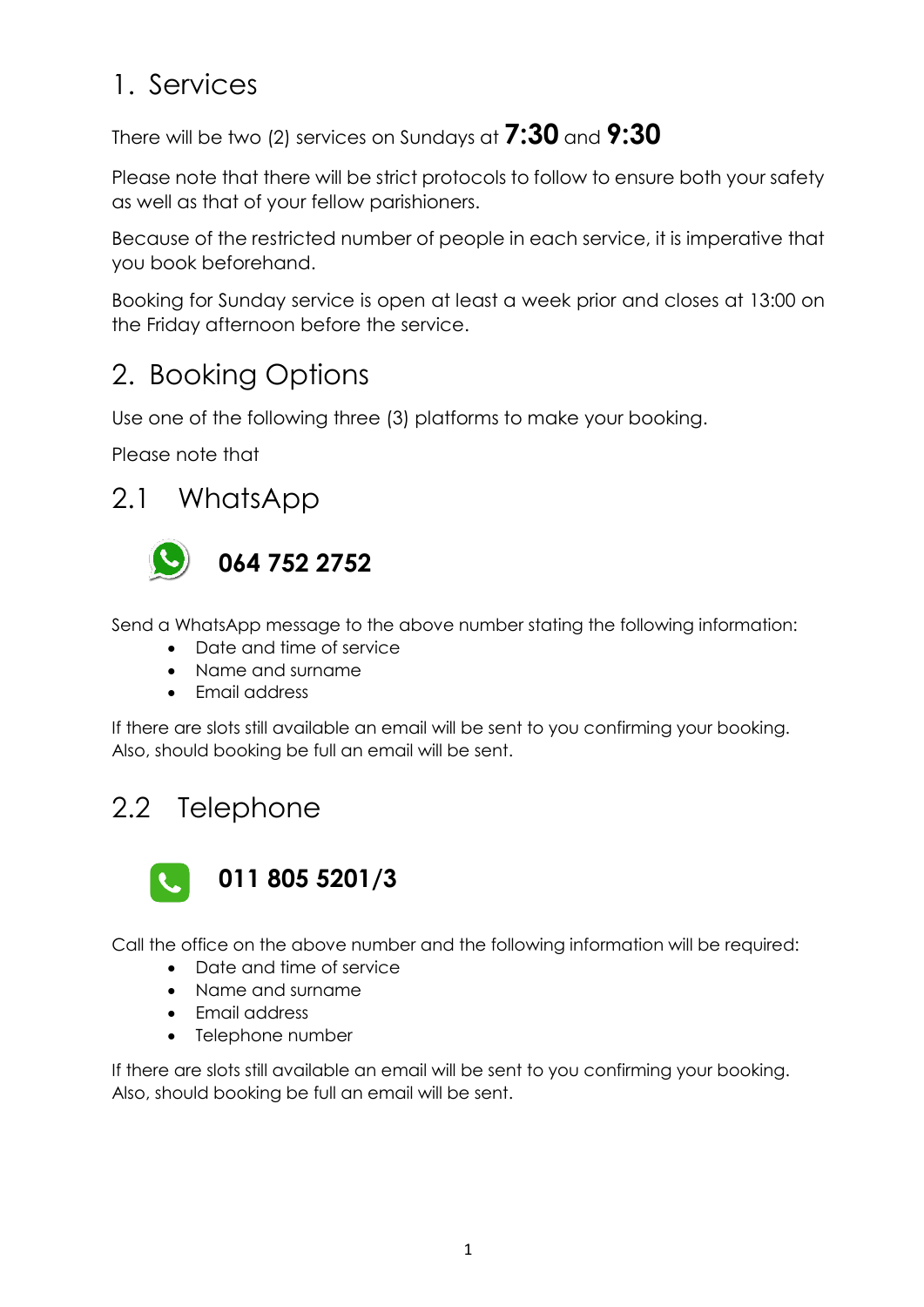# 1. Services

There will be two (2) services on Sundays at **7:30** and **9:30**

Please note that there will be strict protocols to follow to ensure both your safety as well as that of your fellow parishioners.

Because of the restricted number of people in each service, it is imperative that you book beforehand.

Booking for Sunday service is open at least a week prior and closes at 13:00 on the Friday afternoon before the service.

# 2. Booking Options

Use one of the following three (3) platforms to make your booking.

Please note that

## 2.1 WhatsApp

**064 752 2752**

Send a WhatsApp message to the above number stating the following information:

- Date and time of service
- Name and surname
- Email address

If there are slots still available an email will be sent to you confirming your booking. Also, should booking be full an email will be sent.

## 2.2 Telephone

**011 805 5201/3**

Call the office on the above number and the following information will be required:

- Date and time of service
- Name and surname
- Email address
- Telephone number

If there are slots still available an email will be sent to you confirming your booking. Also, should booking be full an email will be sent.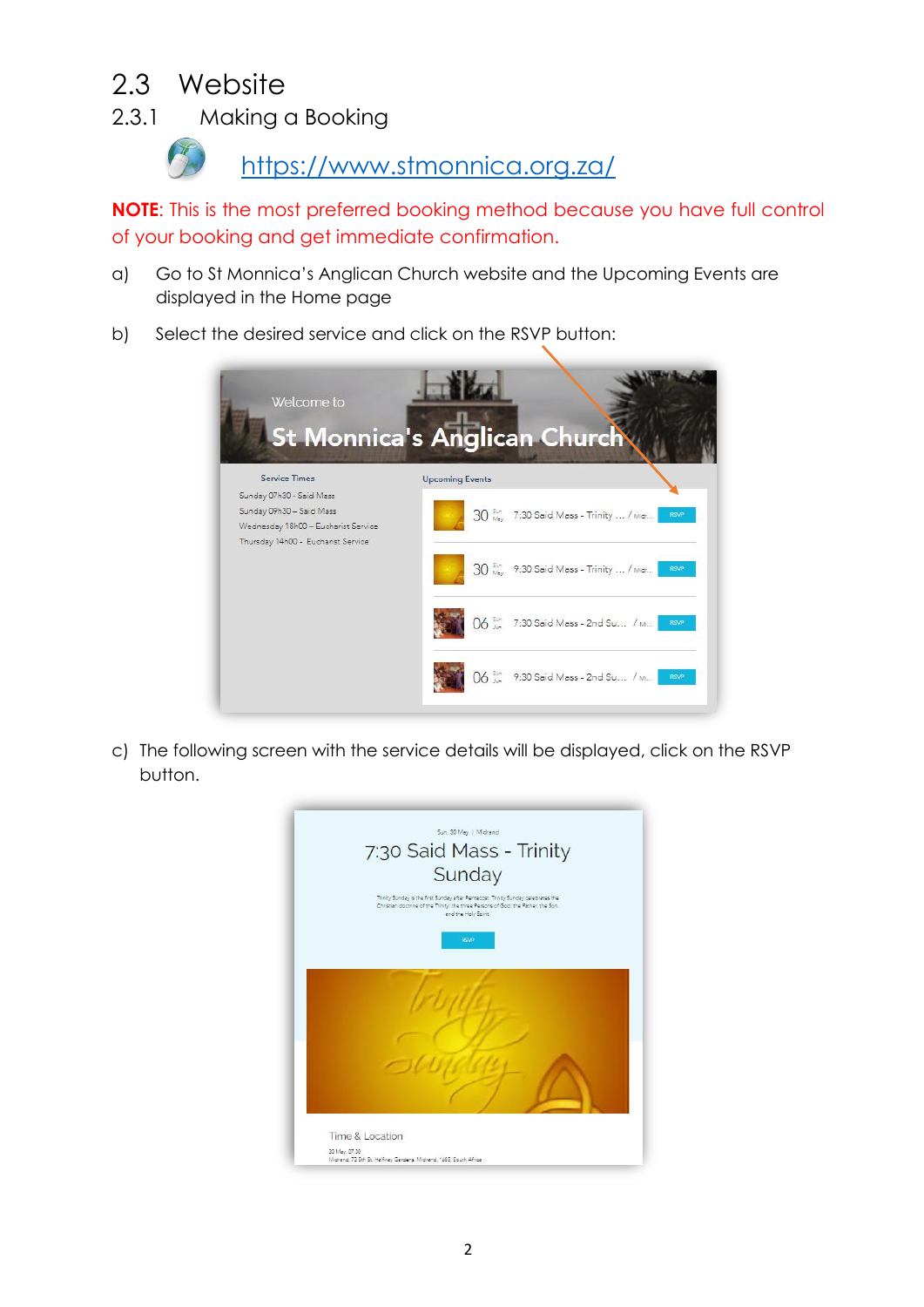## 2.3 Website

### 2.3.1 Making a Booking

https://www.stmonnica.org.za/

**NOTE**: This is the most preferred booking method because you have full control of your booking and get immediate confirmation.

a) Go to St Monnica's Anglican Church website and the Upcoming Events are displayed in the Home page

b) Select the desired service and click on the RSVP button:

c) The following screen with the service details will be displayed, click on the RSVP button.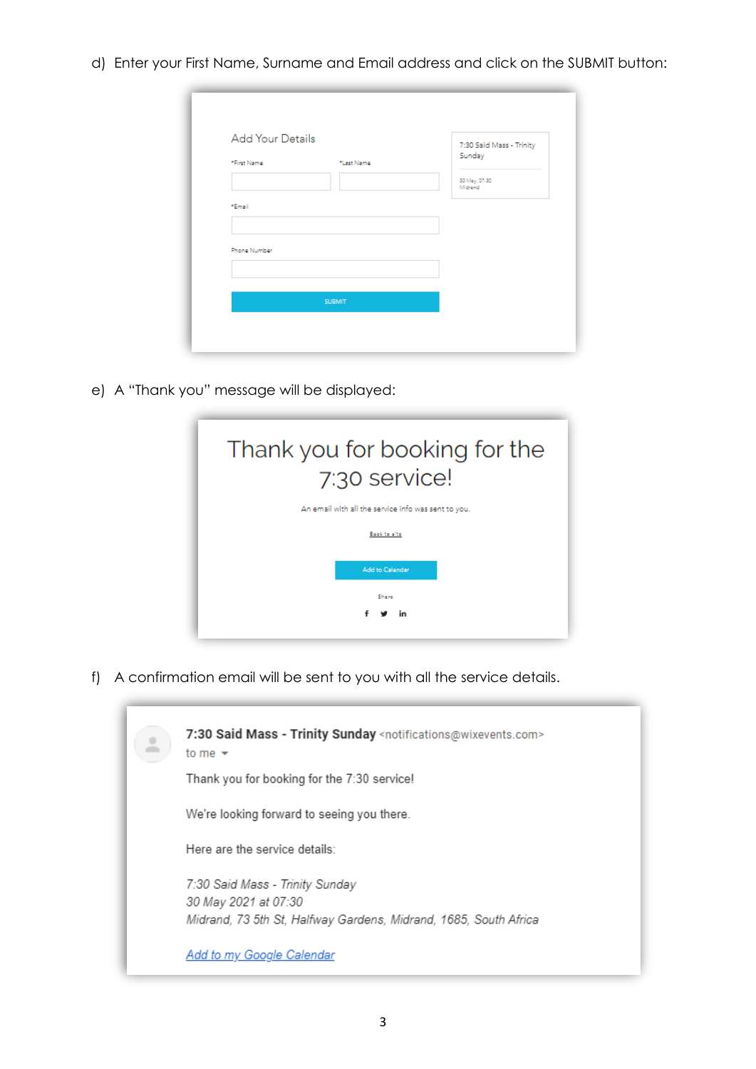d) Enter your First Name, Surname and Email address and click on the SUBMIT button:

Add Your Details

*First Name

*Last Name

*Email

Phone Number

SUBMIT

7:30 Said Mass - Trinity Sunday

30 May, 07:30
Midrand

e) A "Thank you" message will be displayed:

Thank you for booking for the 7:30 service!

An email with all the service info was sent to you.

Back to site

Add to Calendar

Share

f) A confirmation email will be sent to you with all the service details.

**7:30 Said Mass - Trinity Sunday** <notifications@wixevents.com>
to me

Thank you for booking for the 7:30 service!

We're looking forward to seeing you there.

Here are the service details:

*7:30 Said Mass - Trinity Sunday*
*30 May 2021 at 07:30*
*Midrand, 73 5th St, Halfway Gardens, Midrand, 1685, South Africa*

*Add to my Google Calendar*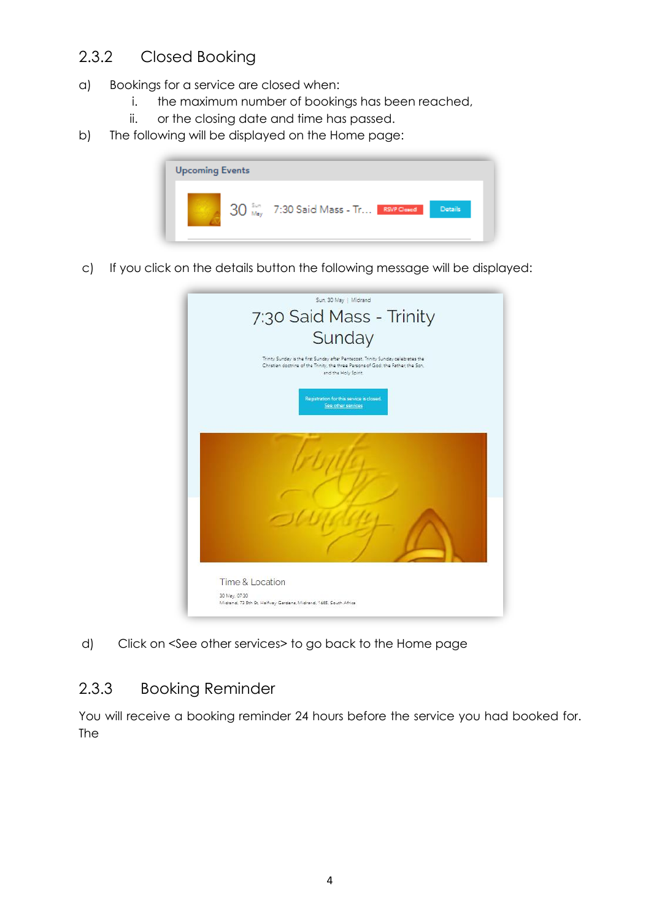### 2.3.2 Closed Booking

a) Bookings for a service are closed when:
   i. the maximum number of bookings has been reached,
   ii. or the closing date and time has passed.

b) The following will be displayed on the Home page:

c) If you click on the details button the following message will be displayed:

d) Click on <See other services> to go back to the Home page

### 2.3.3 Booking Reminder

You will receive a booking reminder 24 hours before the service you had booked for. The